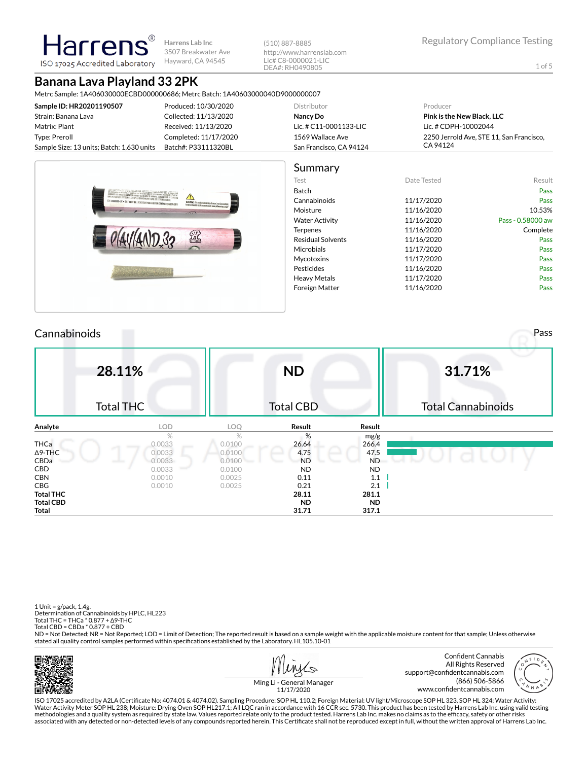# Harrens

ISO 17025 Accredited Laboratory

Harrens Lab Inc
3507 Breakwater Ave
Hayward, CA 94545

(510) 887-8885
http://www.harrenslab.com
Lic# C8-0000021-LIC
DEA#: RH0490805

Regulatory Compliance Testing

## Banana Lava Playland 33 2PK

Metrc Sample: 1A406030000ECBD000000686; Metrc Batch: 1A40603000040D9000000007

| | | Distributor | Producer |
|---|---|---|---|
| **Sample ID: HR20201190507** | Produced: 10/30/2020 | **Nancy Do** | **Pink is the New Black, LLC** |
| Strain: Banana Lava | Collected: 11/13/2020 | Lic. # C11-0001133-LIC | Lic. # CDPH-10002044 |
| Matrix: Plant | Received: 11/13/2020 | 1569 Wallace Ave | 2250 Jerrold Ave, STE 11, San Francisco, CA 94124 |
| Type: Preroll | Completed: 11/17/2020 | San Francisco, CA 94124 | |
| Sample Size: 13 units; Batch: 1,630 units | Batch#: P33111320BL | | |

## Summary

| Test | Date Tested | Result |
|---|---|---|
| Batch | | Pass |
| Cannabinoids | 11/17/2020 | Pass |
| Moisture | 11/16/2020 | 10.53% |
| Water Activity | 11/16/2020 | Pass - 0.58000 aw |
| Terpenes | 11/16/2020 | Complete |
| Residual Solvents | 11/16/2020 | Pass |
| Microbials | 11/17/2020 | Pass |
| Mycotoxins | 11/17/2020 | Pass |
| Pesticides | 11/16/2020 | Pass |
| Heavy Metals | 11/17/2020 | Pass |
| Foreign Matter | 11/16/2020 | Pass |

## Cannabinoids

Pass

| 28.11% | ND | 31.71% |
|---|---|---|
| Total THC | Total CBD | Total Cannabinoids |

| Analyte | LOD | LOQ | Result | Result |
|---|---|---|---|---|
| | % | % | % | mg/g |
| THCa | 0.0033 | 0.0100 | 26.64 | 266.4 |
| Δ9-THC | 0.0033 | 0.0100 | 4.75 | 47.5 |
| CBDa | 0.0033 | 0.0100 | ND | ND |
| CBD | 0.0033 | 0.0100 | ND | ND |
| CBN | 0.0010 | 0.0025 | 0.11 | 1.1 |
| CBG | 0.0010 | 0.0025 | 0.21 | 2.1 |
| **Total THC** | | | **28.11** | **281.1** |
| **Total CBD** | | | **ND** | **ND** |
| **Total** | | | **31.71** | **317.1** |

1 Unit = g/pack, 1.4g.
Determination of Cannabinoids by HPLC, HL223
Total THC = THCa * 0.877 + Δ9-THC
Total CBD = CBDa * 0.877 + CBD
ND = Not Detected; NR = Not Reported; LOD = Limit of Detection; The reported result is based on a sample weight with the applicable moisture content for that sample; Unless otherwise stated all quality control samples performed within specifications established by the Laboratory. HL105.10-01

Ming Li - General Manager
11/17/2020

Confident Cannabis
All Rights Reserved
support@confidentcannabis.com
(866) 506-5866
www.confidentcannabis.com

ISO 17025 accredited by A2LA (Certificate No: 4074.01 & 4074.02). Sampling Procedure: SOP HL 110.2; Foreign Material: UV light/Microscope SOP HL 323, SOP HL 324; Water Activity: Water Activity Meter SOP HL 238; Moisture: Drying Oven SOP HL217.1; All LQC ran in accordance with 16 CCR sec. 5730. This product has been tested by Harrens Lab Inc. using valid testing methodologies and a quality system as required by state law. Values reported relate only to the product tested. Harrens Lab Inc. makes no claims as to the efficacy, safety or other risks associated with any detected or non-detected levels of any compounds reported herein. This Certificate shall not be reproduced except in full, without the written approval of Harrens Lab Inc.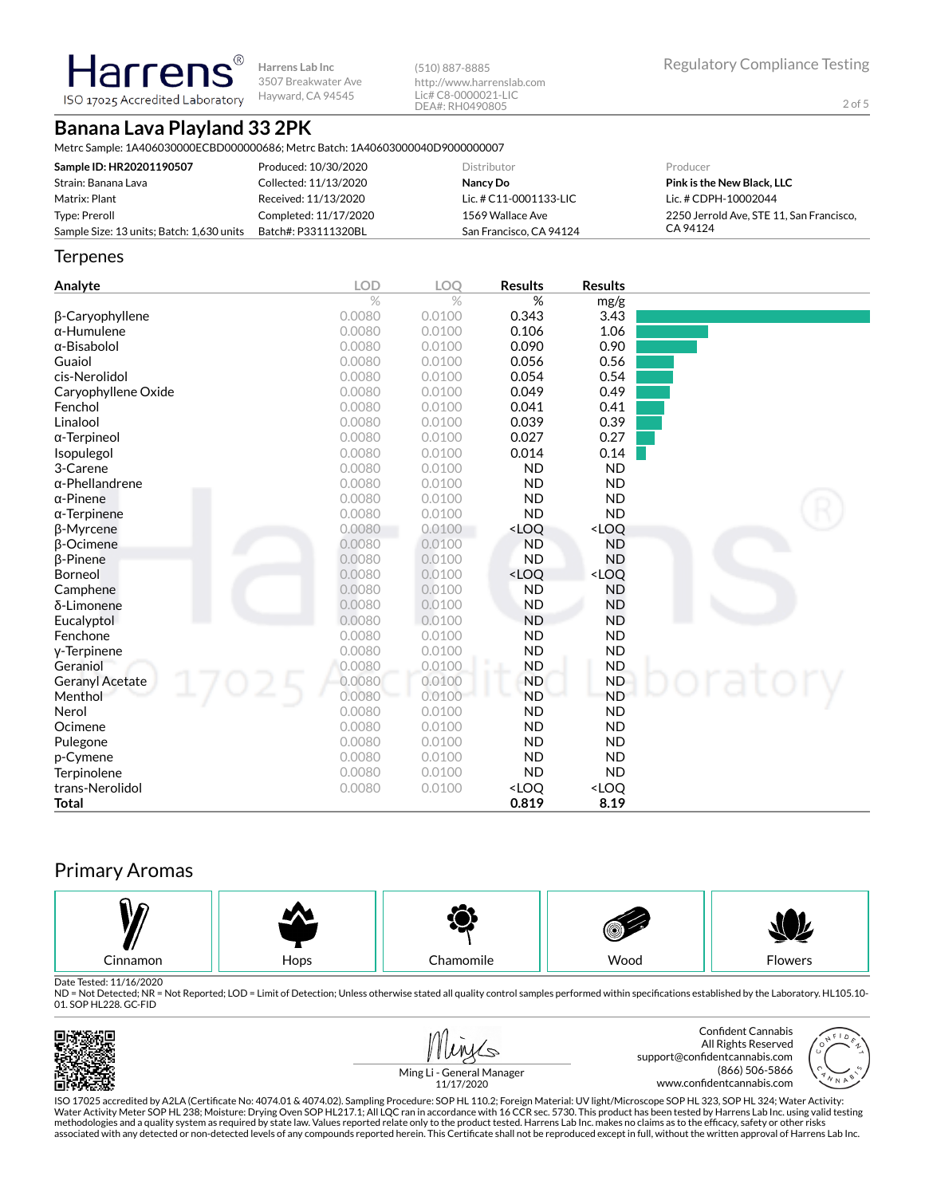Harrens
ISO 17025 Accredited Laboratory

Harrens Lab Inc
3507 Breakwater Ave
Hayward, CA 94545

(510) 887-8885
http://www.harrenslab.com
Lic# C8-0000021-LIC
DEA#: RH0490805

Regulatory Compliance Testing

# Banana Lava Playland 33 2PK

Metrc Sample: 1A406030000ECBD000000686; Metrc Batch: 1A40603000040D9000000007

| | | Distributor | Producer |
|---|---|---|---|
| **Sample ID: HR20201190507** | Produced: 10/30/2020 | **Nancy Do** | **Pink is the New Black, LLC** |
| Strain: Banana Lava | Collected: 11/13/2020 | Lic. # C11-0001133-LIC | Lic. # CDPH-10002044 |
| Matrix: Plant | Received: 11/13/2020 | 1569 Wallace Ave | 2250 Jerrold Ave, STE 11, San Francisco, CA 94124 |
| Type: Preroll | Completed: 11/17/2020 | San Francisco, CA 94124 | |
| Sample Size: 13 units; Batch: 1,630 units | Batch#: P33111320BL | | |

## Terpenes

| Analyte | LOD % | LOQ % | Results % | Results mg/g |
|---|---|---|---|---|
| β-Caryophyllene | 0.0080 | 0.0100 | 0.343 | 3.43 |
| α-Humulene | 0.0080 | 0.0100 | 0.106 | 1.06 |
| α-Bisabolol | 0.0080 | 0.0100 | 0.090 | 0.90 |
| Guaiol | 0.0080 | 0.0100 | 0.056 | 0.56 |
| cis-Nerolidol | 0.0080 | 0.0100 | 0.054 | 0.54 |
| Caryophyllene Oxide | 0.0080 | 0.0100 | 0.049 | 0.49 |
| Fenchol | 0.0080 | 0.0100 | 0.041 | 0.41 |
| Linalool | 0.0080 | 0.0100 | 0.039 | 0.39 |
| α-Terpineol | 0.0080 | 0.0100 | 0.027 | 0.27 |
| Isopulegol | 0.0080 | 0.0100 | 0.014 | 0.14 |
| 3-Carene | 0.0080 | 0.0100 | ND | ND |
| α-Phellandrene | 0.0080 | 0.0100 | ND | ND |
| α-Pinene | 0.0080 | 0.0100 | ND | ND |
| α-Terpinene | 0.0080 | 0.0100 | ND | ND |
| β-Myrcene | 0.0080 | 0.0100 | <LOQ | <LOQ |
| β-Ocimene | 0.0080 | 0.0100 | ND | ND |
| β-Pinene | 0.0080 | 0.0100 | ND | ND |
| Borneol | 0.0080 | 0.0100 | <LOQ | <LOQ |
| Camphene | 0.0080 | 0.0100 | ND | ND |
| δ-Limonene | 0.0080 | 0.0100 | ND | ND |
| Eucalyptol | 0.0080 | 0.0100 | ND | ND |
| Fenchone | 0.0080 | 0.0100 | ND | ND |
| γ-Terpinene | 0.0080 | 0.0100 | ND | ND |
| Geraniol | 0.0080 | 0.0100 | ND | ND |
| Geranyl Acetate | 0.0080 | 0.0100 | ND | ND |
| Menthol | 0.0080 | 0.0100 | ND | ND |
| Nerol | 0.0080 | 0.0100 | ND | ND |
| Ocimene | 0.0080 | 0.0100 | ND | ND |
| Pulegone | 0.0080 | 0.0100 | ND | ND |
| p-Cymene | 0.0080 | 0.0100 | ND | ND |
| Terpinolene | 0.0080 | 0.0100 | ND | ND |
| trans-Nerolidol | 0.0080 | 0.0100 | <LOQ | <LOQ |
| **Total** | | | **0.819** | **8.19** |

## Primary Aromas

Cinnamon | Hops | Chamomile | Wood | Flowers

Date Tested: 11/16/2020
ND = Not Detected; NR = Not Reported; LOD = Limit of Detection; Unless otherwise stated all quality control samples performed within specifications established by the Laboratory. HL105.10-01. SOP HL228. GC-FID

Ming Li - General Manager
11/17/2020

Confident Cannabis
All Rights Reserved
support@confidentcannabis.com
(866) 506-5866
www.confidentcannabis.com

ISO 17025 accredited by A2LA (Certificate No: 4074.01 & 4074.02). Sampling Procedure: SOP HL 110.2; Foreign Material: UV light/Microscope SOP HL 323, SOP HL 324; Water Activity: Water Activity Meter SOP HL 238; Moisture: Drying Oven SOP HL217.1; All LQC ran in accordance with 16 CCR sec. 5730. This product has been tested by Harrens Lab Inc. using valid testing methodologies and a quality system as required by state law. Values reported relate only to the product tested. Harrens Lab Inc. makes no claims as to the efficacy, safety or other risks associated with any detected or non-detected levels of any compounds reported herein. This Certificate shall not be reproduced except in full, without the written approval of Harrens Lab Inc.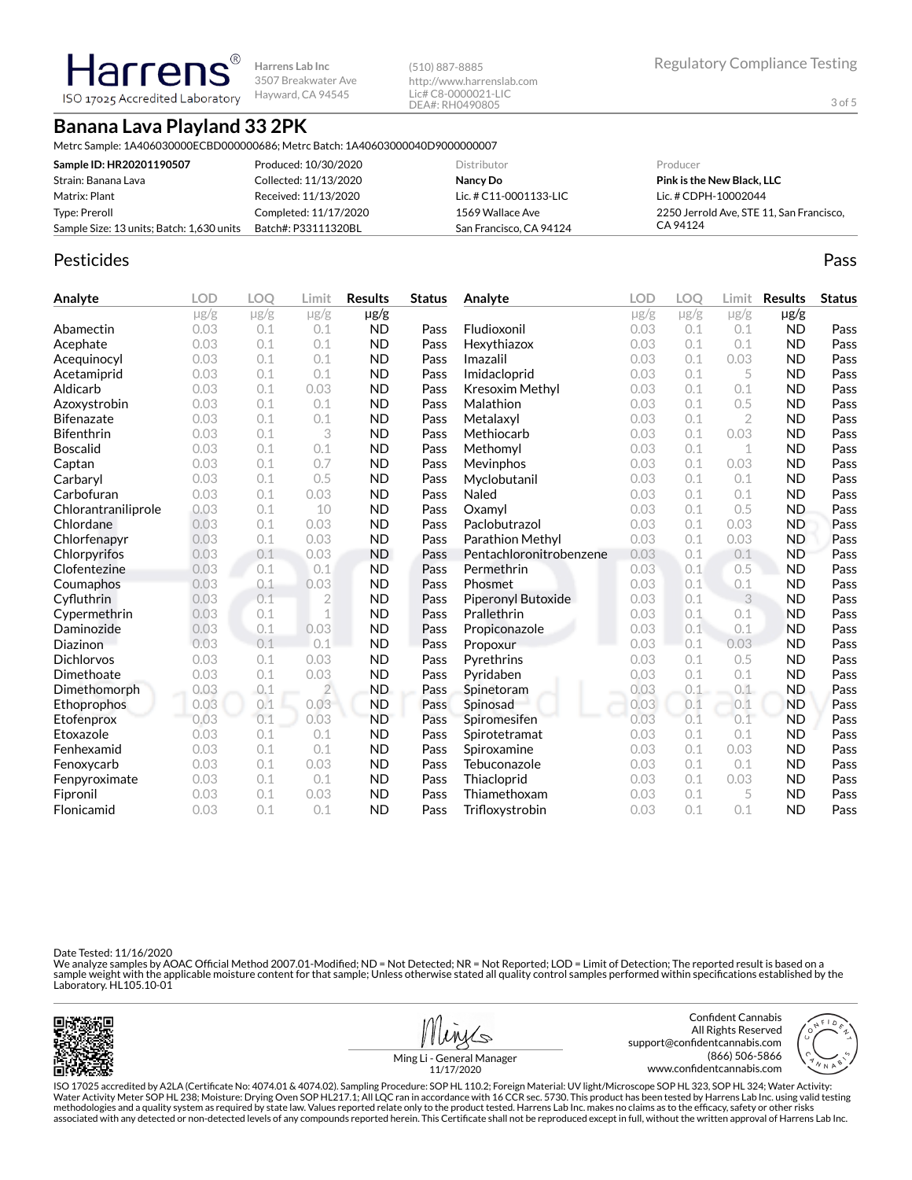**Harrens**® ISO 17025 Accredited Laboratory

Harrens Lab Inc
3507 Breakwater Ave
Hayward, CA 94545

(510) 887-8885
http://www.harrenslab.com
Lic# C8-0000021-LIC
DEA#: RH0490805

Regulatory Compliance Testing

# Banana Lava Playland 33 2PK

Metrc Sample: 1A406030000ECBD000000686; Metrc Batch: 1A40603000040D9000000007

| **Sample ID: HR20201190507** | Produced: 10/30/2020 | Distributor | Producer |
|---|---|---|---|
| Strain: Banana Lava | Collected: 11/13/2020 | **Nancy Do** | **Pink is the New Black, LLC** |
| Matrix: Plant | Received: 11/13/2020 | Lic. # C11-0001133-LIC | Lic. # CDPH-10002044 |
| Type: Preroll | Completed: 11/17/2020 | 1569 Wallace Ave | 2250 Jerrold Ave, STE 11, San Francisco, CA 94124 |
| Sample Size: 13 units; Batch: 1,630 units | Batch#: P33111320BL | San Francisco, CA 94124 | |

## Pesticides

**Pass**

| Analyte | LOD μg/g | LOQ μg/g | Limit μg/g | Results μg/g | Status |
|---|---|---|---|---|---|
| Abamectin | 0.03 | 0.1 | 0.1 | ND | Pass |
| Acephate | 0.03 | 0.1 | 0.1 | ND | Pass |
| Acequinocyl | 0.03 | 0.1 | 0.1 | ND | Pass |
| Acetamiprid | 0.03 | 0.1 | 0.1 | ND | Pass |
| Aldicarb | 0.03 | 0.1 | 0.03 | ND | Pass |
| Azoxystrobin | 0.03 | 0.1 | 0.1 | ND | Pass |
| Bifenazate | 0.03 | 0.1 | 0.1 | ND | Pass |
| Bifenthrin | 0.03 | 0.1 | 3 | ND | Pass |
| Boscalid | 0.03 | 0.1 | 0.1 | ND | Pass |
| Captan | 0.03 | 0.1 | 0.7 | ND | Pass |
| Carbaryl | 0.03 | 0.1 | 0.5 | ND | Pass |
| Carbofuran | 0.03 | 0.1 | 0.03 | ND | Pass |
| Chlorantraniliprole | 0.03 | 0.1 | 10 | ND | Pass |
| Chlordane | 0.03 | 0.1 | 0.03 | ND | Pass |
| Chlorfenapyr | 0.03 | 0.1 | 0.03 | ND | Pass |
| Chlorpyrifos | 0.03 | 0.1 | 0.03 | ND | Pass |
| Clofentezine | 0.03 | 0.1 | 0.1 | ND | Pass |
| Coumaphos | 0.03 | 0.1 | 0.03 | ND | Pass |
| Cyfluthrin | 0.03 | 0.1 | 2 | ND | Pass |
| Cypermethrin | 0.03 | 0.1 | 1 | ND | Pass |
| Daminozide | 0.03 | 0.1 | 0.03 | ND | Pass |
| Diazinon | 0.03 | 0.1 | 0.1 | ND | Pass |
| Dichlorvos | 0.03 | 0.1 | 0.03 | ND | Pass |
| Dimethoate | 0.03 | 0.1 | 0.03 | ND | Pass |
| Dimethomorph | 0.03 | 0.1 | 2 | ND | Pass |
| Ethoprophos | 0.03 | 0.1 | 0.03 | ND | Pass |
| Etofenprox | 0.03 | 0.1 | 0.03 | ND | Pass |
| Etoxazole | 0.03 | 0.1 | 0.1 | ND | Pass |
| Fenhexamid | 0.03 | 0.1 | 0.1 | ND | Pass |
| Fenoxycarb | 0.03 | 0.1 | 0.03 | ND | Pass |
| Fenpyroximate | 0.03 | 0.1 | 0.1 | ND | Pass |
| Fipronil | 0.03 | 0.1 | 0.03 | ND | Pass |
| Flonicamid | 0.03 | 0.1 | 0.1 | ND | Pass |
| Fludioxonil | 0.03 | 0.1 | 0.1 | ND | Pass |
| Hexythiazox | 0.03 | 0.1 | 0.1 | ND | Pass |
| Imazalil | 0.03 | 0.1 | 0.03 | ND | Pass |
| Imidacloprid | 0.03 | 0.1 | 5 | ND | Pass |
| Kresoxim Methyl | 0.03 | 0.1 | 0.1 | ND | Pass |
| Malathion | 0.03 | 0.1 | 0.5 | ND | Pass |
| Metalaxyl | 0.03 | 0.1 | 2 | ND | Pass |
| Methiocarb | 0.03 | 0.1 | 0.03 | ND | Pass |
| Methomyl | 0.03 | 0.1 | 1 | ND | Pass |
| Mevinphos | 0.03 | 0.1 | 0.03 | ND | Pass |
| Myclobutanil | 0.03 | 0.1 | 0.1 | ND | Pass |
| Naled | 0.03 | 0.1 | 0.1 | ND | Pass |
| Oxamyl | 0.03 | 0.1 | 0.5 | ND | Pass |
| Paclobutrazol | 0.03 | 0.1 | 0.03 | ND | Pass |
| Parathion Methyl | 0.03 | 0.1 | 0.03 | ND | Pass |
| Pentachloronitrobenzene | 0.03 | 0.1 | 0.1 | ND | Pass |
| Permethrin | 0.03 | 0.1 | 0.5 | ND | Pass |
| Phosmet | 0.03 | 0.1 | 0.1 | ND | Pass |
| Piperonyl Butoxide | 0.03 | 0.1 | 3 | ND | Pass |
| Prallethrin | 0.03 | 0.1 | 0.1 | ND | Pass |
| Propiconazole | 0.03 | 0.1 | 0.1 | ND | Pass |
| Propoxur | 0.03 | 0.1 | 0.03 | ND | Pass |
| Pyrethrins | 0.03 | 0.1 | 0.5 | ND | Pass |
| Pyridaben | 0.03 | 0.1 | 0.1 | ND | Pass |
| Spinetoram | 0.03 | 0.1 | 0.1 | ND | Pass |
| Spinosad | 0.03 | 0.1 | 0.1 | ND | Pass |
| Spiromesifen | 0.03 | 0.1 | 0.1 | ND | Pass |
| Spirotetramat | 0.03 | 0.1 | 0.1 | ND | Pass |
| Spiroxamine | 0.03 | 0.1 | 0.03 | ND | Pass |
| Tebuconazole | 0.03 | 0.1 | 0.1 | ND | Pass |
| Thiacloprid | 0.03 | 0.1 | 0.03 | ND | Pass |
| Thiamethoxam | 0.03 | 0.1 | 5 | ND | Pass |
| Trifloxystrobin | 0.03 | 0.1 | 0.1 | ND | Pass |

Date Tested: 11/16/2020
We analyze samples by AOAC Official Method 2007.01-Modified; ND = Not Detected; NR = Not Reported; LOD = Limit of Detection; The reported result is based on a sample weight with the applicable moisture content for that sample; Unless otherwise stated all quality control samples performed within specifications established by the Laboratory. HL105.10-01

Ming Li - General Manager
11/17/2020

Confident Cannabis
All Rights Reserved
support@confidentcannabis.com
(866) 506-5866
www.confidentcannabis.com

ISO 17025 accredited by A2LA (Certificate No: 4074.01 & 4074.02). Sampling Procedure: SOP HL 110.2; Foreign Material: UV light/Microscope SOP HL 323, SOP HL 324; Water Activity: Water Activity Meter SOP HL 238; Moisture: Drying Oven SOP HL217.1; All LQC ran in accordance with 16 CCR sec. 5730. This product has been tested by Harrens Lab Inc. using valid testing methodologies and a quality system as required by state law. Values reported relate only to the product tested. Harrens Lab Inc. makes no claims as to the efficacy, safety or other risks associated with any detected or non-detected levels of any compounds reported herein. This Certificate shall not be reproduced except in full, without the written approval of Harrens Lab Inc.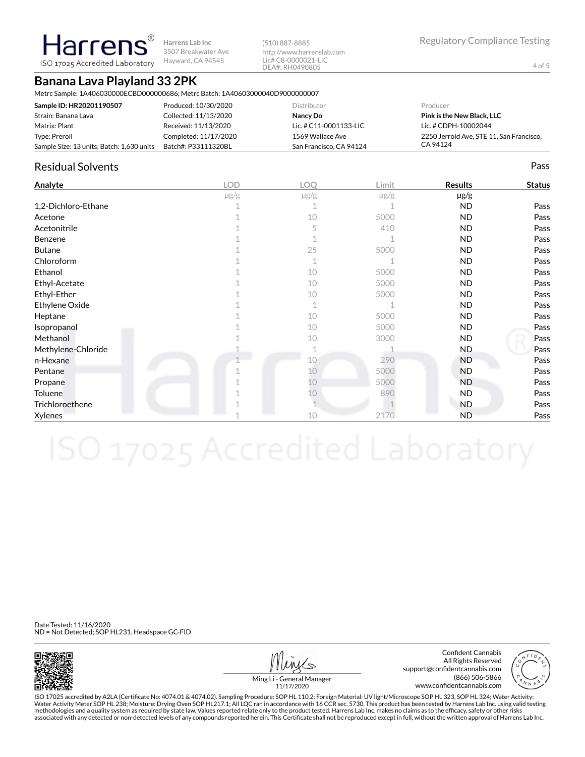**Harrens Lab Inc**
3507 Breakwater Ave
Hayward, CA 94545

(510) 887-8885
http://www.harrenslab.com
Lic# C8-0000021-LIC
DEA#: RH0490805

Regulatory Compliance Testing

# Banana Lava Playland 33 2PK

Metrc Sample: 1A406030000ECBD000000686; Metrc Batch: 1A40603000040D9000000007

| | | Distributor | Producer |
|---|---|---|---|
| **Sample ID: HR20201190507** | Produced: 10/30/2020 | **Nancy Do** | **Pink is the New Black, LLC** |
| Strain: Banana Lava | Collected: 11/13/2020 | Lic. # C11-0001133-LIC | Lic. # CDPH-10002044 |
| Matrix: Plant | Received: 11/13/2020 | 1569 Wallace Ave | 2250 Jerrold Ave, STE 11, San Francisco, CA 94124 |
| Type: Preroll | Completed: 11/17/2020 | San Francisco, CA 94124 | |
| Sample Size: 13 units; Batch: 1,630 units | Batch#: P33111320BL | | |

## Residual Solvents

Pass

| Analyte | LOD µg/g | LOQ µg/g | Limit µg/g | Results µg/g | Status |
|---|---|---|---|---|---|
| 1,2-Dichloro-Ethane | 1 | 1 | 1 | ND | Pass |
| Acetone | 1 | 10 | 5000 | ND | Pass |
| Acetonitrile | 1 | 5 | 410 | ND | Pass |
| Benzene | 1 | 1 | 1 | ND | Pass |
| Butane | 1 | 25 | 5000 | ND | Pass |
| Chloroform | 1 | 1 | 1 | ND | Pass |
| Ethanol | 1 | 10 | 5000 | ND | Pass |
| Ethyl-Acetate | 1 | 10 | 5000 | ND | Pass |
| Ethyl-Ether | 1 | 10 | 5000 | ND | Pass |
| Ethylene Oxide | 1 | 1 | 1 | ND | Pass |
| Heptane | 1 | 10 | 5000 | ND | Pass |
| Isopropanol | 1 | 10 | 5000 | ND | Pass |
| Methanol | 1 | 10 | 3000 | ND | Pass |
| Methylene-Chloride | 1 | 1 | 1 | ND | Pass |
| n-Hexane | 1 | 10 | 290 | ND | Pass |
| Pentane | 1 | 10 | 5000 | ND | Pass |
| Propane | 1 | 10 | 5000 | ND | Pass |
| Toluene | 1 | 10 | 890 | ND | Pass |
| Trichloroethene | 1 | 1 | 1 | ND | Pass |
| Xylenes | 1 | 10 | 2170 | ND | Pass |

Date Tested: 11/16/2020
ND = Not Detected; SOP HL231. Headspace GC-FID

Ming Li - General Manager
11/17/2020

Confident Cannabis
All Rights Reserved
support@confidentcannabis.com
(866) 506-5866
www.confidentcannabis.com

ISO 17025 accredited by A2LA (Certificate No: 4074.01 & 4074.02). Sampling Procedure: SOP HL 110.2; Foreign Material: UV light/Microscope SOP HL 323, SOP HL 324; Water Activity: Water Activity Meter SOP HL 238; Moisture: Drying Oven SOP HL217.1; All LQC ran in accordance with 16 CCR sec. 5730. This product has been tested by Harrens Lab Inc. using valid testing methodologies and a quality system as required by state law. Values reported relate only to the product tested. Harrens Lab Inc. makes no claims as to the efficacy, safety or other risks associated with any detected or non-detected levels of any compounds reported herein. This Certificate shall not be reproduced except in full, without the written approval of Harrens Lab Inc.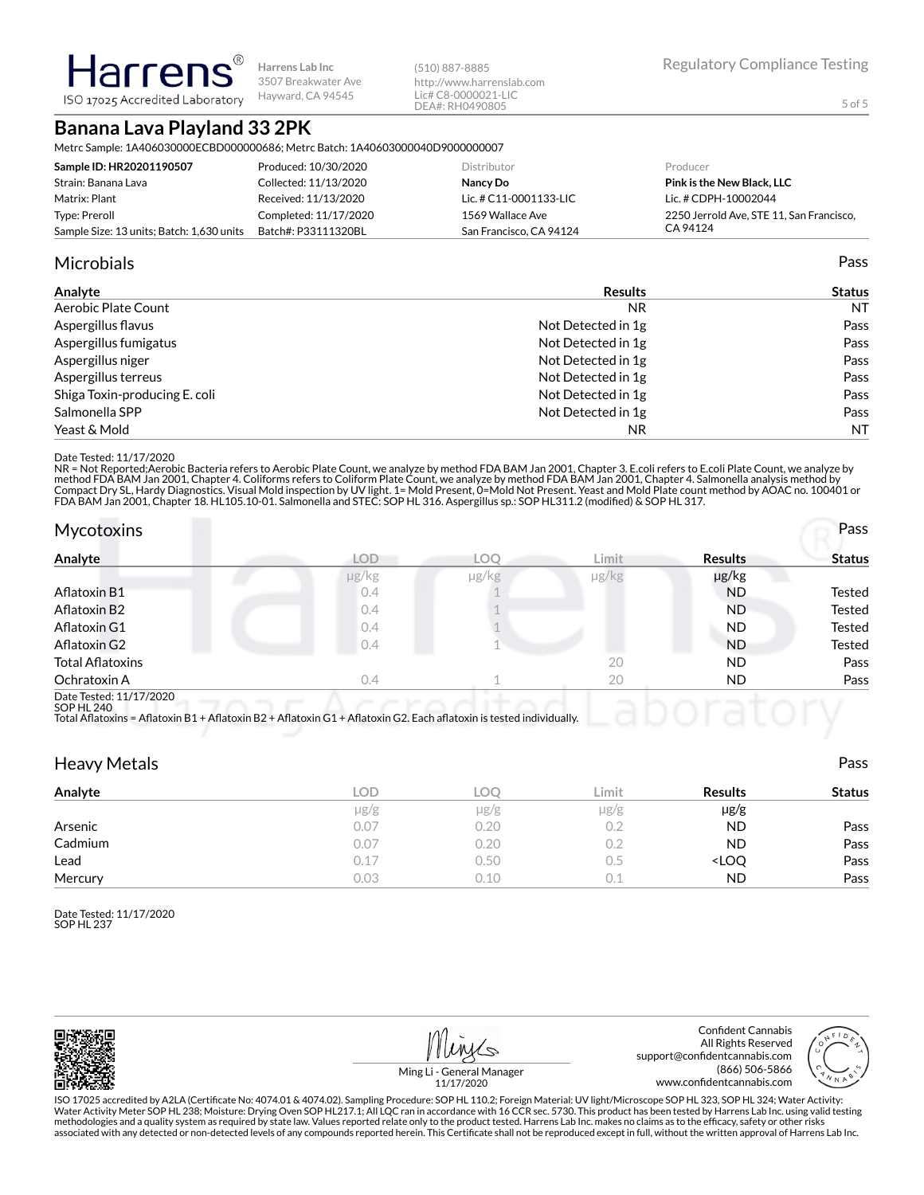Harrens® ISO 17025 Accredited Laboratory

Harrens Lab Inc
3507 Breakwater Ave
Hayward, CA 94545

(510) 887-8885
http://www.harrenslab.com
Lic# C8-0000021-LIC
DEA#: RH0490805

Regulatory Compliance Testing

# Banana Lava Playland 33 2PK

Metrc Sample: 1A406030000ECBD000000686; Metrc Batch: 1A40603000040D9000000007

| | | Distributor | Producer |
|---|---|---|---|
| **Sample ID: HR20201190507** | Produced: 10/30/2020 | **Nancy Do** | **Pink is the New Black, LLC** |
| Strain: Banana Lava | Collected: 11/13/2020 | Lic. # C11-0001133-LIC | Lic. # CDPH-10002044 |
| Matrix: Plant | Received: 11/13/2020 | 1569 Wallace Ave | 2250 Jerrold Ave, STE 11, San Francisco, CA 94124 |
| Type: Preroll | Completed: 11/17/2020 | San Francisco, CA 94124 | |
| Sample Size: 13 units; Batch: 1,630 units | Batch#: P33111320BL | | |

## Microbials

Pass

| Analyte | Results | Status |
|---|---|---|
| Aerobic Plate Count | NR | NT |
| Aspergillus flavus | Not Detected in 1g | Pass |
| Aspergillus fumigatus | Not Detected in 1g | Pass |
| Aspergillus niger | Not Detected in 1g | Pass |
| Aspergillus terreus | Not Detected in 1g | Pass |
| Shiga Toxin-producing E. coli | Not Detected in 1g | Pass |
| Salmonella SPP | Not Detected in 1g | Pass |
| Yeast & Mold | NR | NT |

Date Tested: 11/17/2020
NR = Not Reported;Aerobic Bacteria refers to Aerobic Plate Count, we analyze by method FDA BAM Jan 2001, Chapter 3. E.coli refers to E.coli Plate Count, we analyze by method FDA BAM Jan 2001, Chapter 4. Coliforms refers to Coliform Plate Count, we analyze by method FDA BAM Jan 2001, Chapter 4. Salmonella analysis method by Compact Dry SL, Hardy Diagnostics. Visual Mold inspection by UV light. 1= Mold Present, 0=Mold Not Present. Yeast and Mold Plate count method by AOAC no. 100401 or FDA BAM Jan 2001, Chapter 18. HL105.10-01. Salmonella and STEC: SOP HL 316. Aspergillus sp.: SOP HL311.2 (modified) & SOP HL 317.

## Mycotoxins

Pass

| Analyte | LOD | LOQ | Limit | Results | Status |
|---|---|---|---|---|---|
| | μg/kg | μg/kg | μg/kg | μg/kg | |
| Aflatoxin B1 | 0.4 | 1 | | ND | Tested |
| Aflatoxin B2 | 0.4 | 1 | | ND | Tested |
| Aflatoxin G1 | 0.4 | 1 | | ND | Tested |
| Aflatoxin G2 | 0.4 | 1 | | ND | Tested |
| Total Aflatoxins | | | 20 | ND | Pass |
| Ochratoxin A | 0.4 | 1 | 20 | ND | Pass |

Date Tested: 11/17/2020
SOP HL 240
Total Aflatoxins = Aflatoxin B1 + Aflatoxin B2 + Aflatoxin G1 + Aflatoxin G2. Each aflatoxin is tested individually.

## Heavy Metals

Pass

| Analyte | LOD | LOQ | Limit | Results | Status |
|---|---|---|---|---|---|
| | μg/g | μg/g | μg/g | μg/g | |
| Arsenic | 0.07 | 0.20 | 0.2 | ND | Pass |
| Cadmium | 0.07 | 0.20 | 0.2 | ND | Pass |
| Lead | 0.17 | 0.50 | 0.5 | <LOQ | Pass |
| Mercury | 0.03 | 0.10 | 0.1 | ND | Pass |

Date Tested: 11/17/2020
SOP HL 237

Ming Li - General Manager
11/17/2020

Confident Cannabis
All Rights Reserved
support@confidentcannabis.com
(866) 506-5866
www.confidentcannabis.com

ISO 17025 accredited by A2LA (Certificate No: 4074.01 & 4074.02). Sampling Procedure: SOP HL 110.2; Foreign Material: UV light/Microscope SOP HL 323, SOP HL 324; Water Activity: Water Activity Meter SOP HL 238; Moisture: Drying Oven SOP HL217.1; All LQC ran in accordance with 16 CCR sec. 5730. This product has been tested by Harrens Lab Inc. using valid testing methodologies and a quality system as required by state law. Values reported relate only to the product tested. Harrens Lab Inc. makes no claims as to the efficacy, safety or other risks associated with any detected or non-detected levels of any compounds reported herein. This Certificate shall not be reproduced except in full, without the written approval of Harrens Lab Inc.